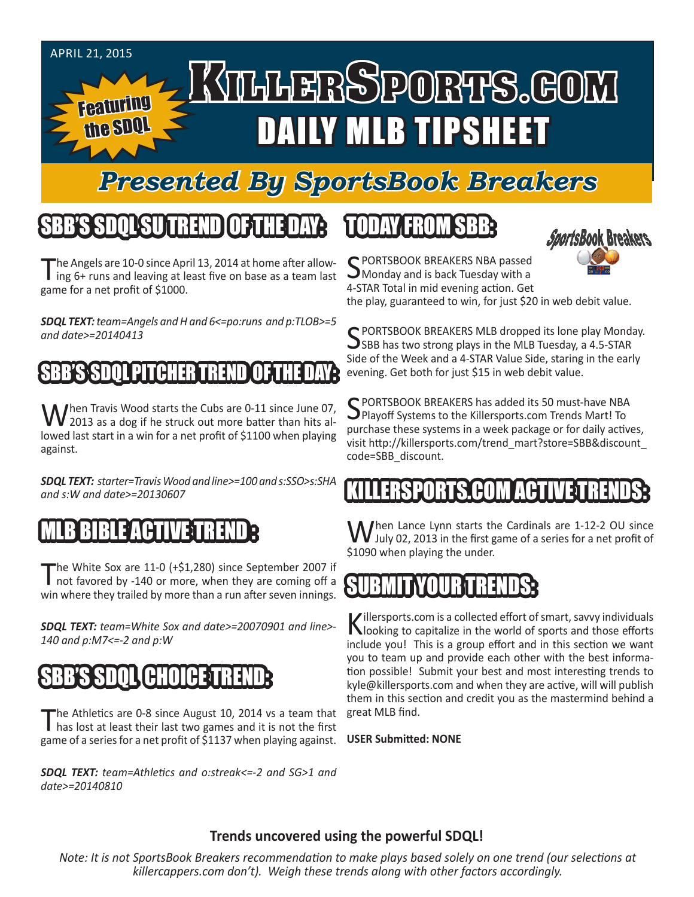APRIL 21, 2015

Featuring the SDQL

# KILLERSPORTS.COM DAILY MLB TIPSHEET

## Presented By SportsBook Breakers

## SBB'S SDQL SU TREND OF THE DAY:

The Angels are 10-0 since April 13, 2014 at home after allowing 6+ runs and leaving at least five on base as a team last game for a net profit of $1000.

***SDQL TEXT:** team=Angels and H and 6<=po:runs and p:TLOB>=5 and date>=20140413*

## SBB'S SDQL PITCHER TREND OF THE DAY:

When Travis Wood starts the Cubs are 0-11 since June 07, 2013 as a dog if he struck out more batter than hits allowed last start in a win for a net profit of $1100 when playing against.

***SDQL TEXT:** starter=Travis Wood and line>=100 and s:SSO>s:SHA and s:W and date>=20130607*

## MLB BIBLE ACTIVE TREND :

The White Sox are 11-0 (+$1,280) since September 2007 if not favored by -140 or more, when they are coming off a win where they trailed by more than a run after seven innings.

***SDQL TEXT:** team=White Sox and date>=20070901 and line>-140 and p:M7<=-2 and p:W*

## SBB'S SDQL CHOICE TREND:

The Athletics are 0-8 since August 10, 2014 vs a team that has lost at least their last two games and it is not the first game of a series for a net profit of $1137 when playing against.

***SDQL TEXT:** team=Athletics and o:streak<=-2 and SG>1 and date>=20140810*

## TODAY FROM SBB:

SportsBook Breakers

SPORTSBOOK BREAKERS NBA passed Monday and is back Tuesday with a 4-STAR Total in mid evening action. Get the play, guaranteed to win, for just $20 in web debit value.

SPORTSBOOK BREAKERS MLB dropped its lone play Monday. SBB has two strong plays in the MLB Tuesday, a 4.5-STAR Side of the Week and a 4-STAR Value Side, staring in the early evening. Get both for just $15 in web debit value.

SPORTSBOOK BREAKERS has added its 50 must-have NBA Playoff Systems to the Killersports.com Trends Mart! To purchase these systems in a week package or for daily actives, visit http://killersports.com/trend_mart?store=SBB&discount_code=SBB_discount.

## KILLERSPORTS.COM ACTIVE TRENDS:

When Lance Lynn starts the Cardinals are 1-12-2 OU since July 02, 2013 in the first game of a series for a net profit of $1090 when playing the under.

## SUBMIT YOUR TRENDS:

Killersports.com is a collected effort of smart, savvy individuals looking to capitalize in the world of sports and those efforts include you! This is a group effort and in this section we want you to team up and provide each other with the best information possible! Submit your best and most interesting trends to kyle@killersports.com and when they are active, will will publish them in this section and credit you as the mastermind behind a great MLB find.

**USER Submitted: NONE**

**Trends uncovered using the powerful SDQL!**

*Note: It is not SportsBook Breakers recommendation to make plays based solely on one trend (our selections at killercappers.com don't). Weigh these trends along with other factors accordingly.*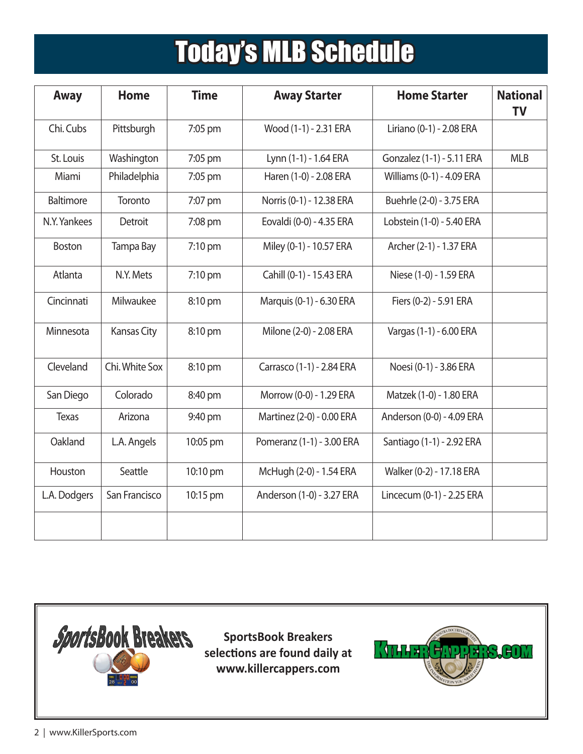# Today's MLB Schedule

| Away | Home | Time | Away Starter | Home Starter | National TV |
|---|---|---|---|---|---|
| Chi. Cubs | Pittsburgh | 7:05 pm | Wood (1-1) - 2.31 ERA | Liriano (0-1) - 2.08 ERA | |
| St. Louis | Washington | 7:05 pm | Lynn (1-1) - 1.64 ERA | Gonzalez (1-1) - 5.11 ERA | MLB |
| Miami | Philadelphia | 7:05 pm | Haren (1-0) - 2.08 ERA | Williams (0-1) - 4.09 ERA | |
| Baltimore | Toronto | 7:07 pm | Norris (0-1) - 12.38 ERA | Buehrle (2-0) - 3.75 ERA | |
| N.Y. Yankees | Detroit | 7:08 pm | Eovaldi (0-0) - 4.35 ERA | Lobstein (1-0) - 5.40 ERA | |
| Boston | Tampa Bay | 7:10 pm | Miley (0-1) - 10.57 ERA | Archer (2-1) - 1.37 ERA | |
| Atlanta | N.Y. Mets | 7:10 pm | Cahill (0-1) - 15.43 ERA | Niese (1-0) - 1.59 ERA | |
| Cincinnati | Milwaukee | 8:10 pm | Marquis (0-1) - 6.30 ERA | Fiers (0-2) - 5.91 ERA | |
| Minnesota | Kansas City | 8:10 pm | Milone (2-0) - 2.08 ERA | Vargas (1-1) - 6.00 ERA | |
| Cleveland | Chi. White Sox | 8:10 pm | Carrasco (1-1) - 2.84 ERA | Noesi (0-1) - 3.86 ERA | |
| San Diego | Colorado | 8:40 pm | Morrow (0-0) - 1.29 ERA | Matzek (1-0) - 1.80 ERA | |
| Texas | Arizona | 9:40 pm | Martinez (2-0) - 0.00 ERA | Anderson (0-0) - 4.09 ERA | |
| Oakland | L.A. Angels | 10:05 pm | Pomeranz (1-1) - 3.00 ERA | Santiago (1-1) - 2.92 ERA | |
| Houston | Seattle | 10:10 pm | McHugh (2-0) - 1.54 ERA | Walker (0-2) - 17.18 ERA | |
| L.A. Dodgers | San Francisco | 10:15 pm | Anderson (1-0) - 3.27 ERA | Lincecum (0-1) - 2.25 ERA | |
| | | | | | |

SportsBook Breakers

**SportsBook Breakers selections are found daily at www.killercappers.com**

KILLERCAPPERS.COM